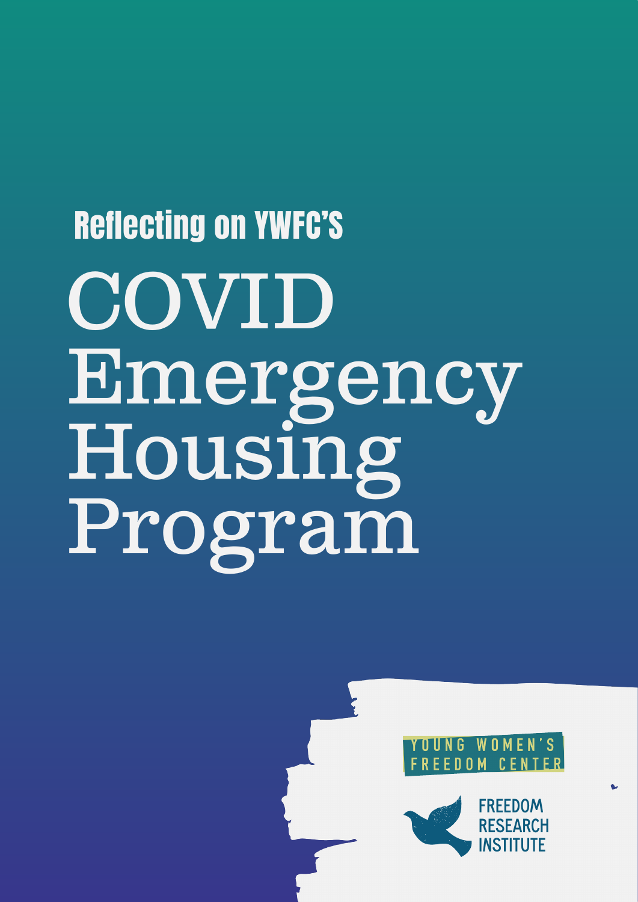Reflecting on YWFC'S

# COVID Emergency Housing Program

YOUNG WOMEN'S FREEDOM CENTER

FREEDOM RESEARCH INSTITUTE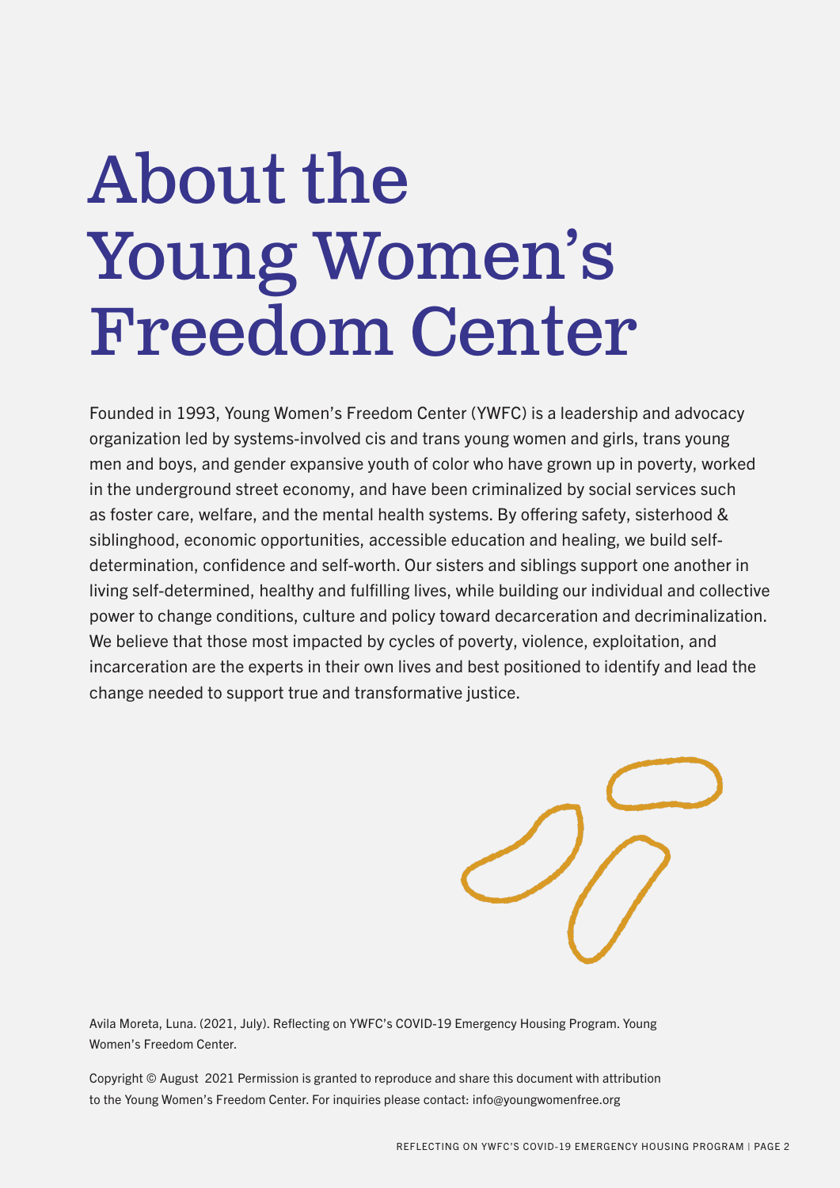# About the Young Women's Freedom Center

Founded in 1993, Young Women's Freedom Center (YWFC) is a leadership and advocacy organization led by systems-involved cis and trans young women and girls, trans young men and boys, and gender expansive youth of color who have grown up in poverty, worked in the underground street economy, and have been criminalized by social services such as foster care, welfare, and the mental health systems. By offering safety, sisterhood & siblinghood, economic opportunities, accessible education and healing, we build self-determination, confidence and self-worth. Our sisters and siblings support one another in living self-determined, healthy and fulfilling lives, while building our individual and collective power to change conditions, culture and policy toward decarceration and decriminalization. We believe that those most impacted by cycles of poverty, violence, exploitation, and incarceration are the experts in their own lives and best positioned to identify and lead the change needed to support true and transformative justice.

Avila Moreta, Luna. (2021, July). Reflecting on YWFC's COVID-19 Emergency Housing Program. Young Women's Freedom Center.

Copyright © August 2021 Permission is granted to reproduce and share this document with attribution to the Young Women's Freedom Center. For inquiries please contact: info@youngwomenfree.org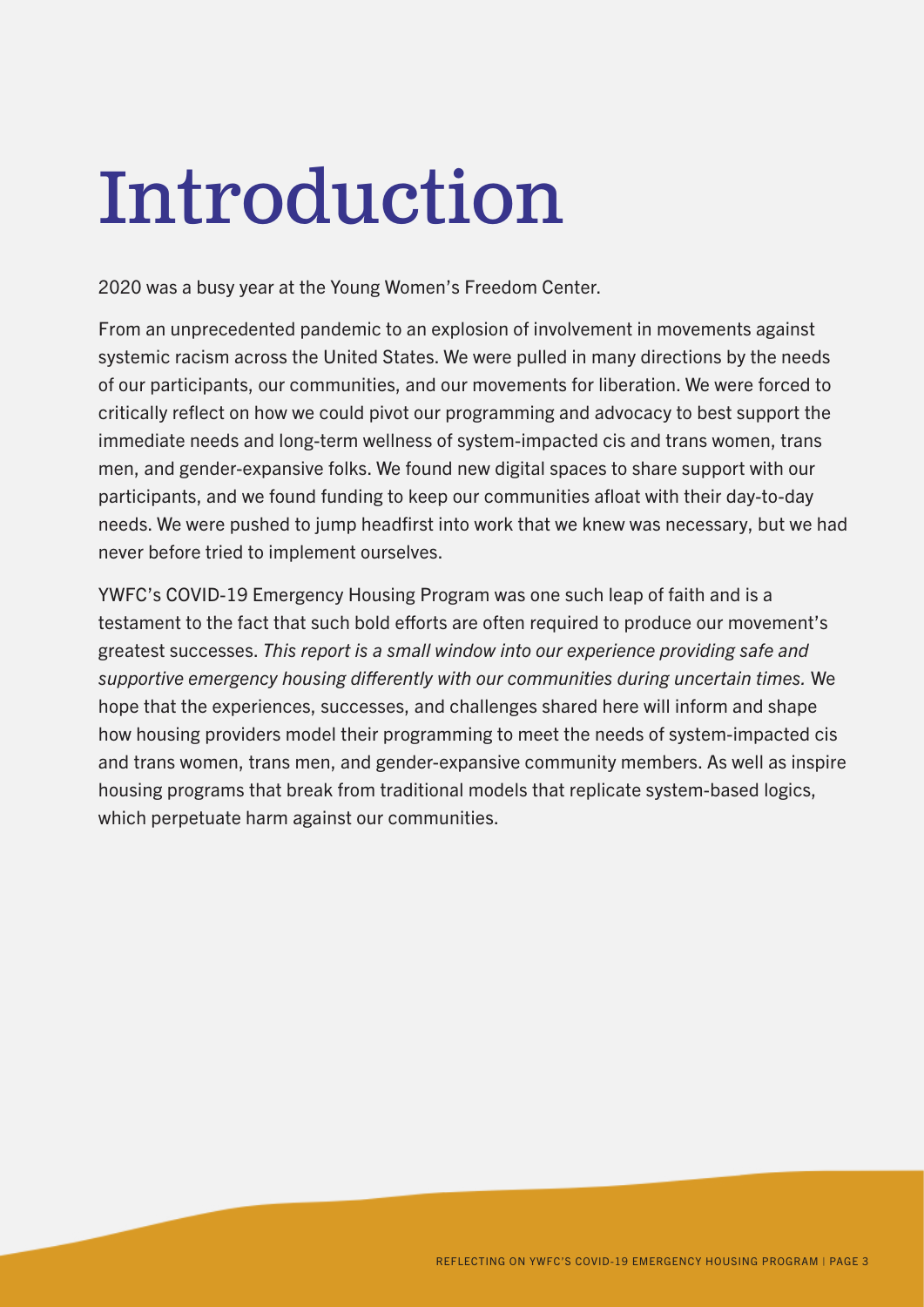# Introduction

2020 was a busy year at the Young Women's Freedom Center.

From an unprecedented pandemic to an explosion of involvement in movements against systemic racism across the United States. We were pulled in many directions by the needs of our participants, our communities, and our movements for liberation. We were forced to critically reflect on how we could pivot our programming and advocacy to best support the immediate needs and long-term wellness of system-impacted cis and trans women, trans men, and gender-expansive folks. We found new digital spaces to share support with our participants, and we found funding to keep our communities afloat with their day-to-day needs. We were pushed to jump headfirst into work that we knew was necessary, but we had never before tried to implement ourselves.

YWFC's COVID-19 Emergency Housing Program was one such leap of faith and is a testament to the fact that such bold efforts are often required to produce our movement's greatest successes. *This report is a small window into our experience providing safe and supportive emergency housing differently with our communities during uncertain times.* We hope that the experiences, successes, and challenges shared here will inform and shape how housing providers model their programming to meet the needs of system-impacted cis and trans women, trans men, and gender-expansive community members. As well as inspire housing programs that break from traditional models that replicate system-based logics, which perpetuate harm against our communities.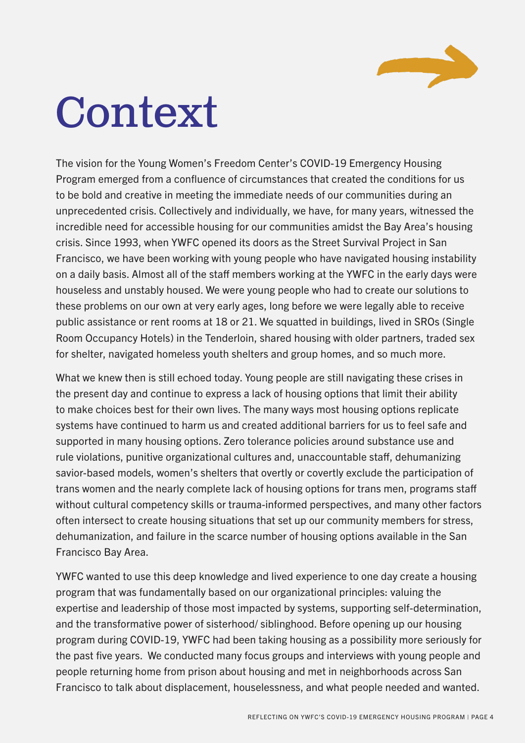# Context

The vision for the Young Women's Freedom Center's COVID-19 Emergency Housing Program emerged from a confluence of circumstances that created the conditions for us to be bold and creative in meeting the immediate needs of our communities during an unprecedented crisis. Collectively and individually, we have, for many years, witnessed the incredible need for accessible housing for our communities amidst the Bay Area's housing crisis. Since 1993, when YWFC opened its doors as the Street Survival Project in San Francisco, we have been working with young people who have navigated housing instability on a daily basis. Almost all of the staff members working at the YWFC in the early days were houseless and unstably housed. We were young people who had to create our solutions to these problems on our own at very early ages, long before we were legally able to receive public assistance or rent rooms at 18 or 21. We squatted in buildings, lived in SROs (Single Room Occupancy Hotels) in the Tenderloin, shared housing with older partners, traded sex for shelter, navigated homeless youth shelters and group homes, and so much more.

What we knew then is still echoed today. Young people are still navigating these crises in the present day and continue to express a lack of housing options that limit their ability to make choices best for their own lives. The many ways most housing options replicate systems have continued to harm us and created additional barriers for us to feel safe and supported in many housing options. Zero tolerance policies around substance use and rule violations, punitive organizational cultures and, unaccountable staff, dehumanizing savior-based models, women's shelters that overtly or covertly exclude the participation of trans women and the nearly complete lack of housing options for trans men, programs staff without cultural competency skills or trauma-informed perspectives, and many other factors often intersect to create housing situations that set up our community members for stress, dehumanization, and failure in the scarce number of housing options available in the San Francisco Bay Area.

YWFC wanted to use this deep knowledge and lived experience to one day create a housing program that was fundamentally based on our organizational principles: valuing the expertise and leadership of those most impacted by systems, supporting self-determination, and the transformative power of sisterhood/ siblinghood. Before opening up our housing program during COVID-19, YWFC had been taking housing as a possibility more seriously for the past five years. We conducted many focus groups and interviews with young people and people returning home from prison about housing and met in neighborhoods across San Francisco to talk about displacement, houselessness, and what people needed and wanted.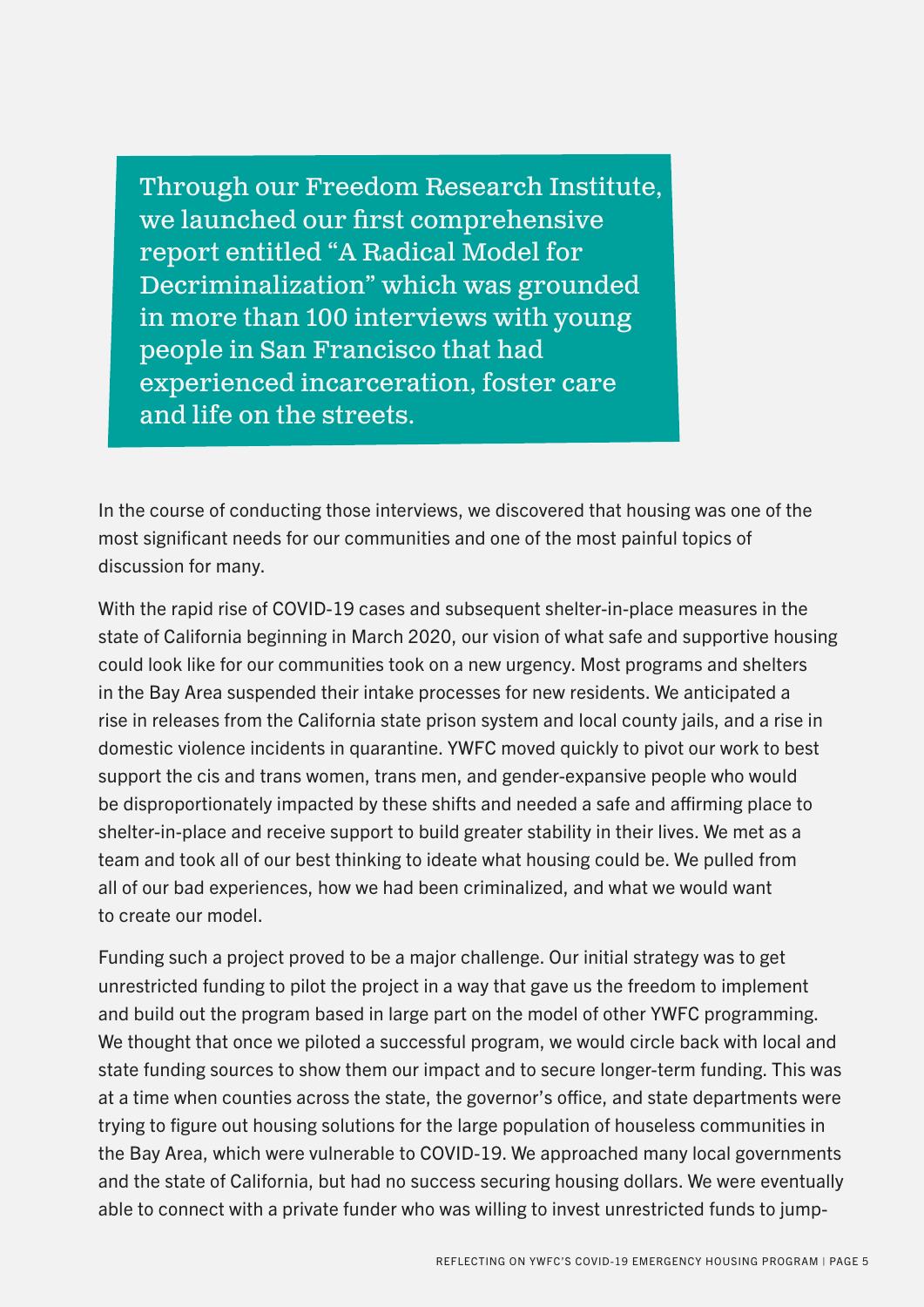> Through our Freedom Research Institute, we launched our first comprehensive report entitled "A Radical Model for Decriminalization" which was grounded in more than 100 interviews with young people in San Francisco that had experienced incarceration, foster care and life on the streets.

In the course of conducting those interviews, we discovered that housing was one of the most significant needs for our communities and one of the most painful topics of discussion for many.

With the rapid rise of COVID-19 cases and subsequent shelter-in-place measures in the state of California beginning in March 2020, our vision of what safe and supportive housing could look like for our communities took on a new urgency. Most programs and shelters in the Bay Area suspended their intake processes for new residents. We anticipated a rise in releases from the California state prison system and local county jails, and a rise in domestic violence incidents in quarantine. YWFC moved quickly to pivot our work to best support the cis and trans women, trans men, and gender-expansive people who would be disproportionately impacted by these shifts and needed a safe and affirming place to shelter-in-place and receive support to build greater stability in their lives. We met as a team and took all of our best thinking to ideate what housing could be. We pulled from all of our bad experiences, how we had been criminalized, and what we would want to create our model.

Funding such a project proved to be a major challenge. Our initial strategy was to get unrestricted funding to pilot the project in a way that gave us the freedom to implement and build out the program based in large part on the model of other YWFC programming. We thought that once we piloted a successful program, we would circle back with local and state funding sources to show them our impact and to secure longer-term funding. This was at a time when counties across the state, the governor's office, and state departments were trying to figure out housing solutions for the large population of houseless communities in the Bay Area, which were vulnerable to COVID-19. We approached many local governments and the state of California, but had no success securing housing dollars. We were eventually able to connect with a private funder who was willing to invest unrestricted funds to jump-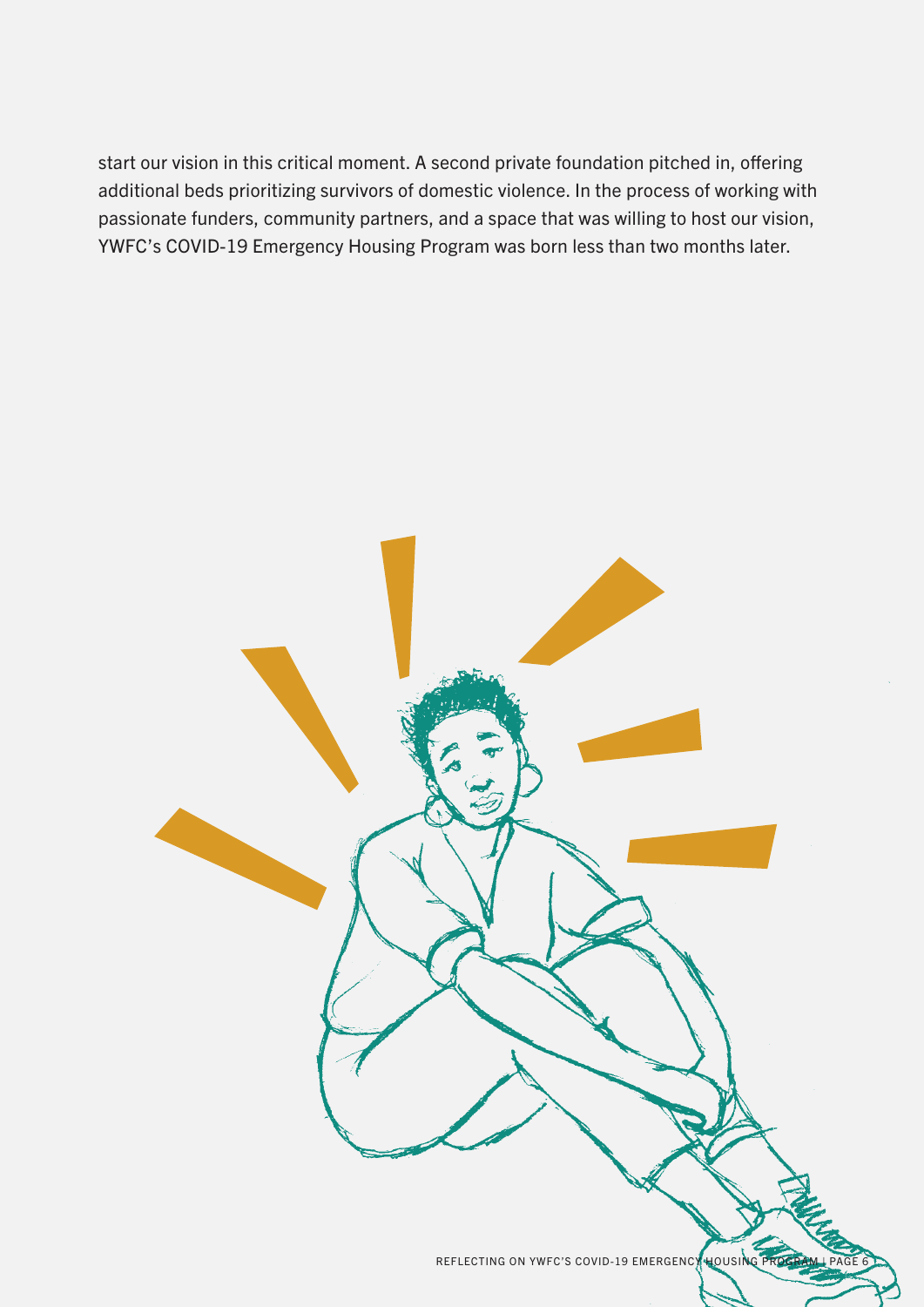start our vision in this critical moment. A second private foundation pitched in, offering additional beds prioritizing survivors of domestic violence. In the process of working with passionate funders, community partners, and a space that was willing to host our vision, YWFC's COVID-19 Emergency Housing Program was born less than two months later.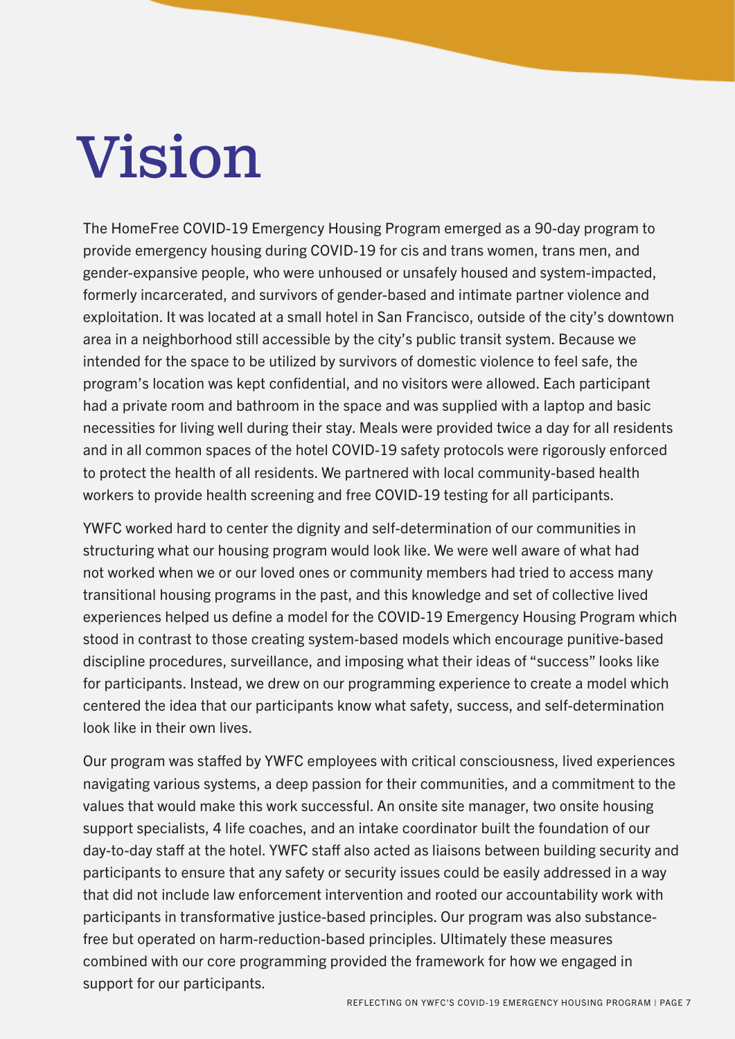# Vision

The HomeFree COVID-19 Emergency Housing Program emerged as a 90-day program to provide emergency housing during COVID-19 for cis and trans women, trans men, and gender-expansive people, who were unhoused or unsafely housed and system-impacted, formerly incarcerated, and survivors of gender-based and intimate partner violence and exploitation. It was located at a small hotel in San Francisco, outside of the city's downtown area in a neighborhood still accessible by the city's public transit system. Because we intended for the space to be utilized by survivors of domestic violence to feel safe, the program's location was kept confidential, and no visitors were allowed. Each participant had a private room and bathroom in the space and was supplied with a laptop and basic necessities for living well during their stay. Meals were provided twice a day for all residents and in all common spaces of the hotel COVID-19 safety protocols were rigorously enforced to protect the health of all residents. We partnered with local community-based health workers to provide health screening and free COVID-19 testing for all participants.

YWFC worked hard to center the dignity and self-determination of our communities in structuring what our housing program would look like. We were well aware of what had not worked when we or our loved ones or community members had tried to access many transitional housing programs in the past, and this knowledge and set of collective lived experiences helped us define a model for the COVID-19 Emergency Housing Program which stood in contrast to those creating system-based models which encourage punitive-based discipline procedures, surveillance, and imposing what their ideas of "success" looks like for participants. Instead, we drew on our programming experience to create a model which centered the idea that our participants know what safety, success, and self-determination look like in their own lives.

Our program was staffed by YWFC employees with critical consciousness, lived experiences navigating various systems, a deep passion for their communities, and a commitment to the values that would make this work successful. An onsite site manager, two onsite housing support specialists, 4 life coaches, and an intake coordinator built the foundation of our day-to-day staff at the hotel. YWFC staff also acted as liaisons between building security and participants to ensure that any safety or security issues could be easily addressed in a way that did not include law enforcement intervention and rooted our accountability work with participants in transformative justice-based principles. Our program was also substance-free but operated on harm-reduction-based principles. Ultimately these measures combined with our core programming provided the framework for how we engaged in support for our participants.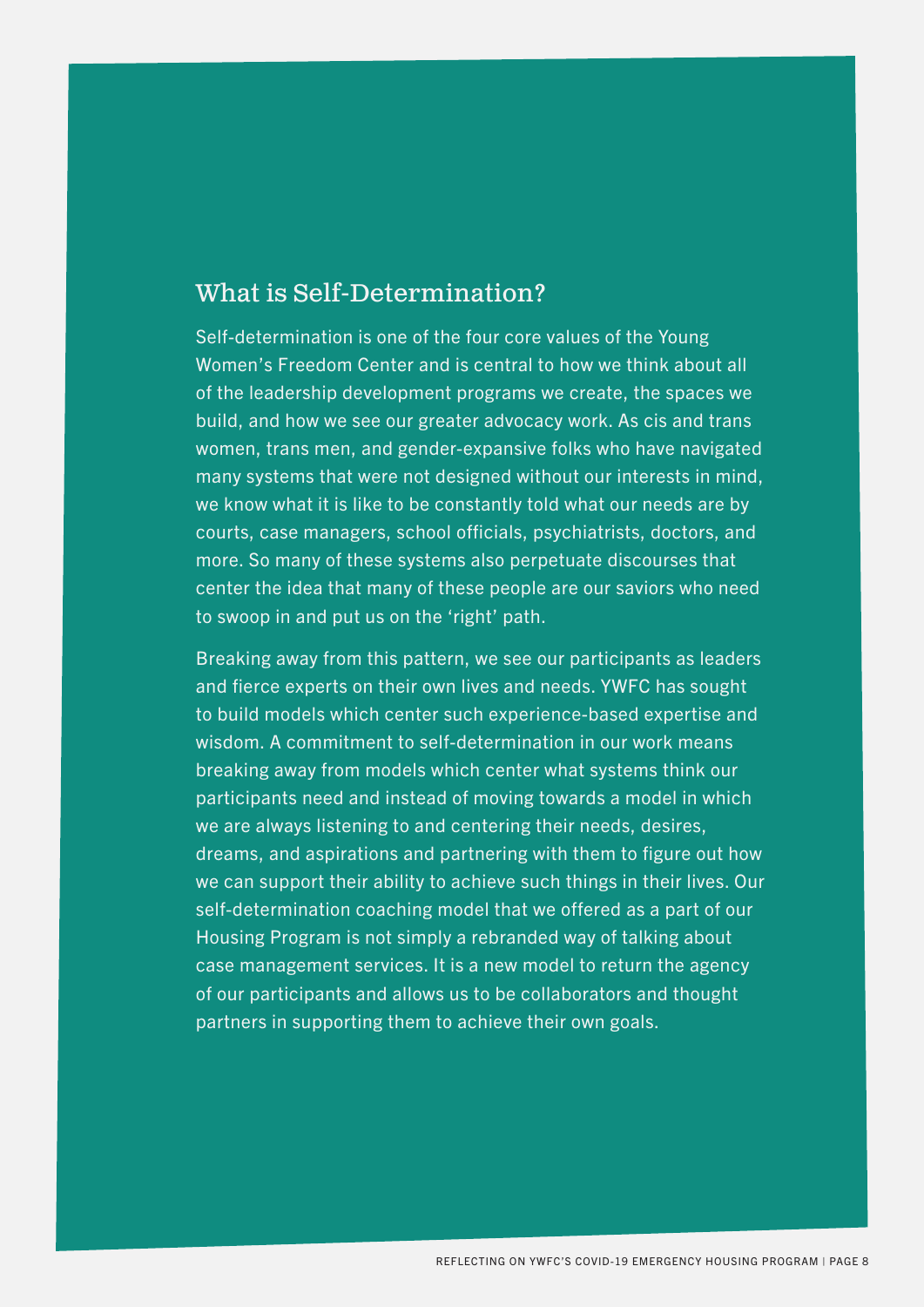## What is Self-Determination?

Self-determination is one of the four core values of the Young Women's Freedom Center and is central to how we think about all of the leadership development programs we create, the spaces we build, and how we see our greater advocacy work. As cis and trans women, trans men, and gender-expansive folks who have navigated many systems that were not designed without our interests in mind, we know what it is like to be constantly told what our needs are by courts, case managers, school officials, psychiatrists, doctors, and more. So many of these systems also perpetuate discourses that center the idea that many of these people are our saviors who need to swoop in and put us on the 'right' path.

Breaking away from this pattern, we see our participants as leaders and fierce experts on their own lives and needs. YWFC has sought to build models which center such experience-based expertise and wisdom. A commitment to self-determination in our work means breaking away from models which center what systems think our participants need and instead of moving towards a model in which we are always listening to and centering their needs, desires, dreams, and aspirations and partnering with them to figure out how we can support their ability to achieve such things in their lives. Our self-determination coaching model that we offered as a part of our Housing Program is not simply a rebranded way of talking about case management services. It is a new model to return the agency of our participants and allows us to be collaborators and thought partners in supporting them to achieve their own goals.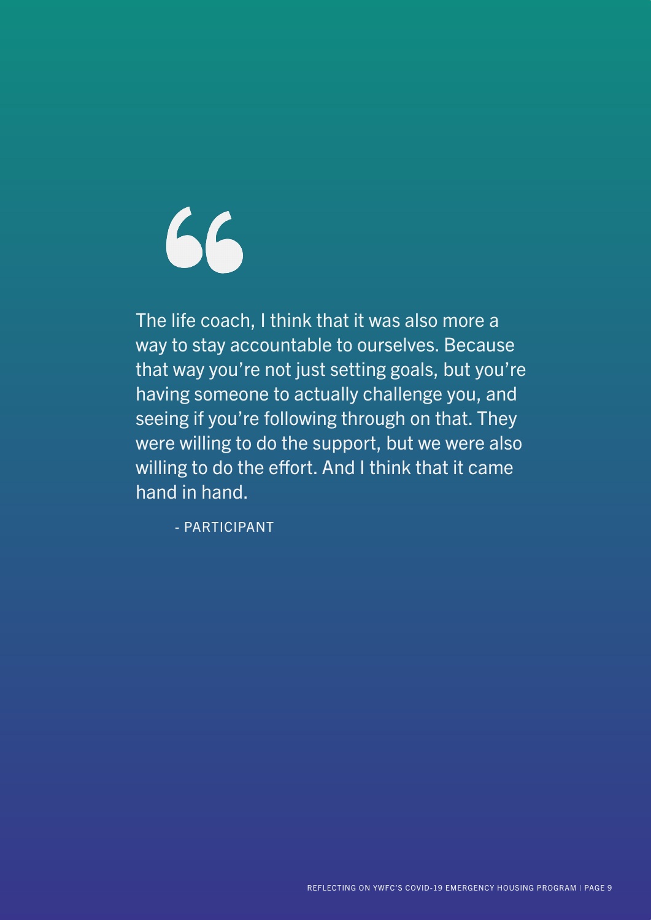> The life coach, I think that it was also more a way to stay accountable to ourselves. Because that way you're not just setting goals, but you're having someone to actually challenge you, and seeing if you're following through on that. They were willing to do the support, but we were also willing to do the effort. And I think that it came hand in hand.
>
> \- PARTICIPANT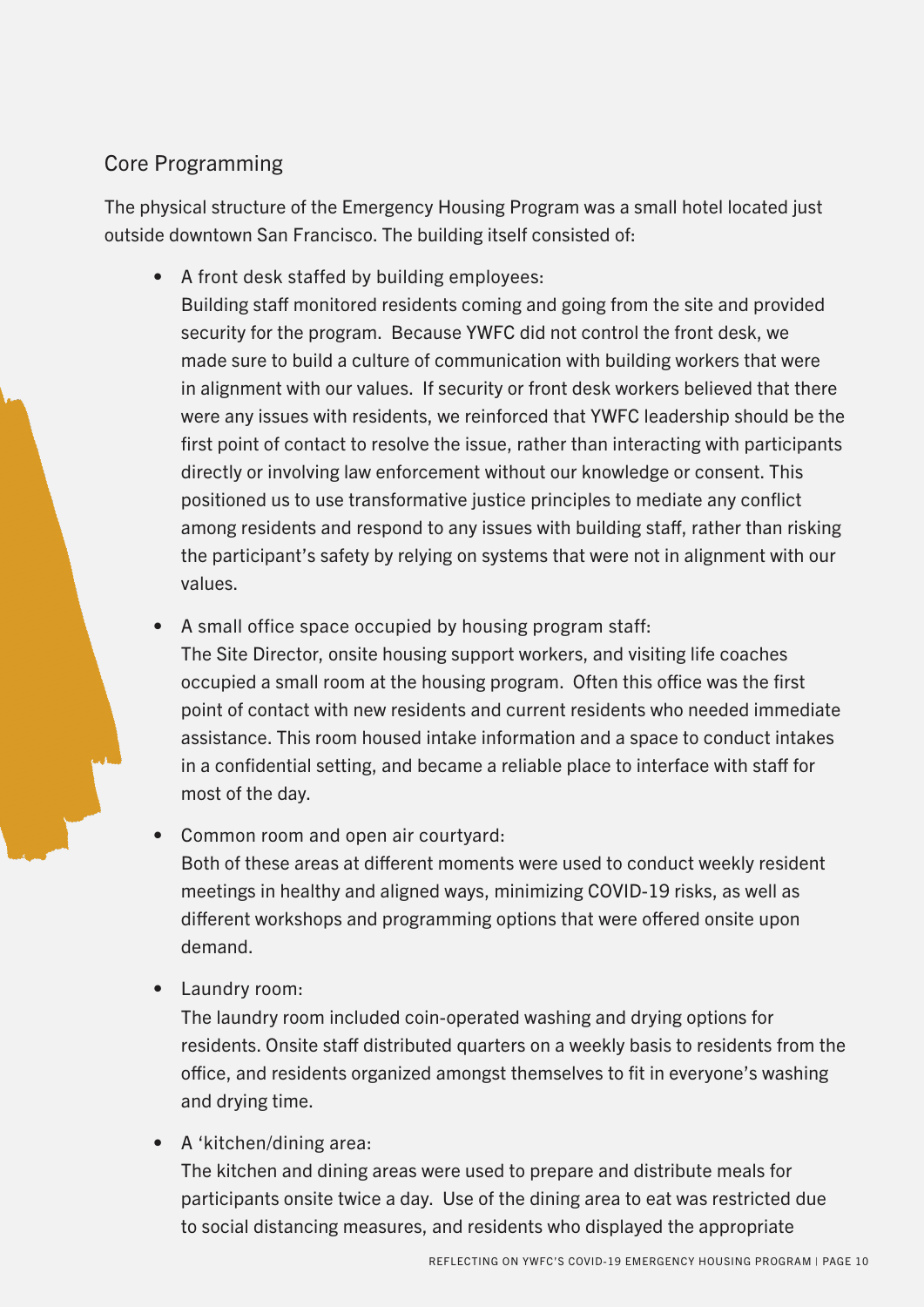## Core Programming

The physical structure of the Emergency Housing Program was a small hotel located just outside downtown San Francisco. The building itself consisted of:

- A front desk staffed by building employees:
  Building staff monitored residents coming and going from the site and provided security for the program. Because YWFC did not control the front desk, we made sure to build a culture of communication with building workers that were in alignment with our values. If security or front desk workers believed that there were any issues with residents, we reinforced that YWFC leadership should be the first point of contact to resolve the issue, rather than interacting with participants directly or involving law enforcement without our knowledge or consent. This positioned us to use transformative justice principles to mediate any conflict among residents and respond to any issues with building staff, rather than risking the participant's safety by relying on systems that were not in alignment with our values.

- A small office space occupied by housing program staff:
  The Site Director, onsite housing support workers, and visiting life coaches occupied a small room at the housing program. Often this office was the first point of contact with new residents and current residents who needed immediate assistance. This room housed intake information and a space to conduct intakes in a confidential setting, and became a reliable place to interface with staff for most of the day.

- Common room and open air courtyard:
  Both of these areas at different moments were used to conduct weekly resident meetings in healthy and aligned ways, minimizing COVID-19 risks, as well as different workshops and programming options that were offered onsite upon demand.

- Laundry room:
  The laundry room included coin-operated washing and drying options for residents. Onsite staff distributed quarters on a weekly basis to residents from the office, and residents organized amongst themselves to fit in everyone's washing and drying time.

- A 'kitchen/dining area:
  The kitchen and dining areas were used to prepare and distribute meals for participants onsite twice a day. Use of the dining area to eat was restricted due to social distancing measures, and residents who displayed the appropriate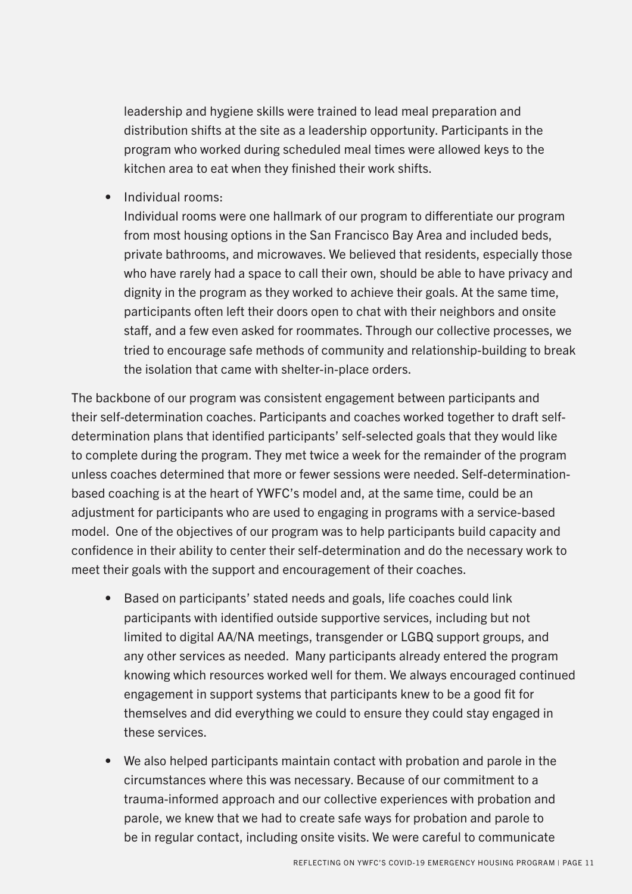leadership and hygiene skills were trained to lead meal preparation and distribution shifts at the site as a leadership opportunity. Participants in the program who worked during scheduled meal times were allowed keys to the kitchen area to eat when they finished their work shifts.

- Individual rooms:
  Individual rooms were one hallmark of our program to differentiate our program from most housing options in the San Francisco Bay Area and included beds, private bathrooms, and microwaves. We believed that residents, especially those who have rarely had a space to call their own, should be able to have privacy and dignity in the program as they worked to achieve their goals. At the same time, participants often left their doors open to chat with their neighbors and onsite staff, and a few even asked for roommates. Through our collective processes, we tried to encourage safe methods of community and relationship-building to break the isolation that came with shelter-in-place orders.

The backbone of our program was consistent engagement between participants and their self-determination coaches. Participants and coaches worked together to draft self-determination plans that identified participants' self-selected goals that they would like to complete during the program. They met twice a week for the remainder of the program unless coaches determined that more or fewer sessions were needed. Self-determination-based coaching is at the heart of YWFC's model and, at the same time, could be an adjustment for participants who are used to engaging in programs with a service-based model. One of the objectives of our program was to help participants build capacity and confidence in their ability to center their self-determination and do the necessary work to meet their goals with the support and encouragement of their coaches.

- Based on participants' stated needs and goals, life coaches could link participants with identified outside supportive services, including but not limited to digital AA/NA meetings, transgender or LGBQ support groups, and any other services as needed. Many participants already entered the program knowing which resources worked well for them. We always encouraged continued engagement in support systems that participants knew to be a good fit for themselves and did everything we could to ensure they could stay engaged in these services.

- We also helped participants maintain contact with probation and parole in the circumstances where this was necessary. Because of our commitment to a trauma-informed approach and our collective experiences with probation and parole, we knew that we had to create safe ways for probation and parole to be in regular contact, including onsite visits. We were careful to communicate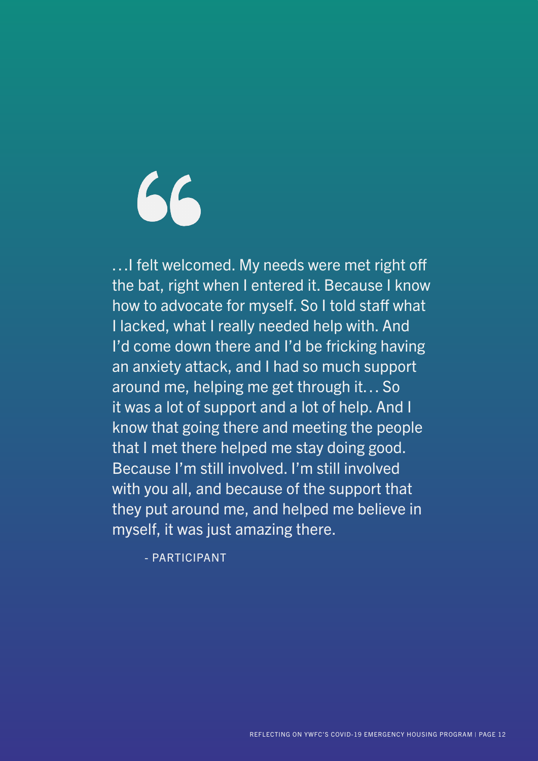> …I felt welcomed. My needs were met right off the bat, right when I entered it. Because I know how to advocate for myself. So I told staff what I lacked, what I really needed help with. And I'd come down there and I'd be fricking having an anxiety attack, and I had so much support around me, helping me get through it… So it was a lot of support and a lot of help. And I know that going there and meeting the people that I met there helped me stay doing good. Because I'm still involved. I'm still involved with you all, and because of the support that they put around me, and helped me believe in myself, it was just amazing there.
>
> \- PARTICIPANT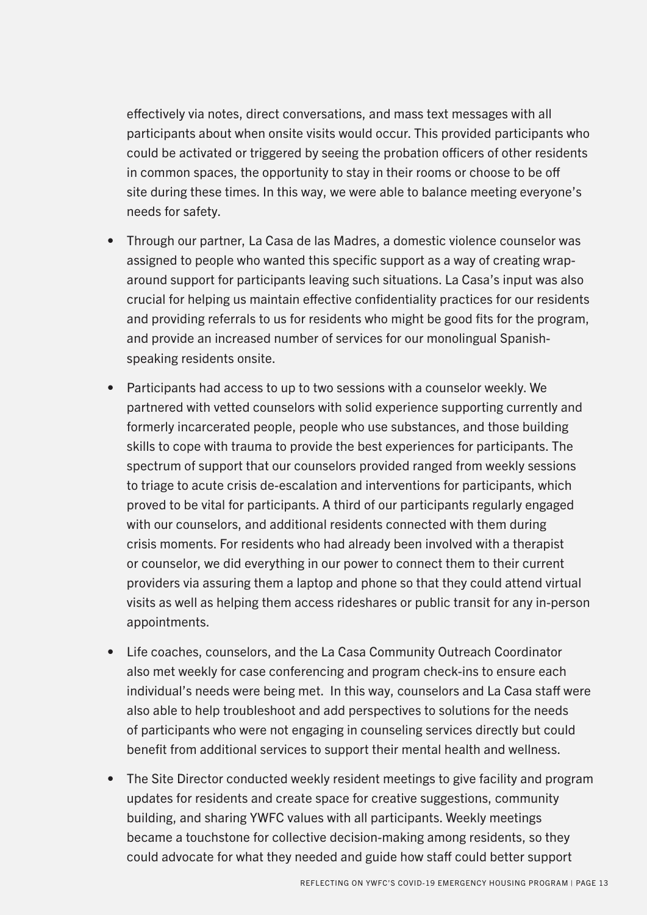effectively via notes, direct conversations, and mass text messages with all participants about when onsite visits would occur. This provided participants who could be activated or triggered by seeing the probation officers of other residents in common spaces, the opportunity to stay in their rooms or choose to be off site during these times. In this way, we were able to balance meeting everyone's needs for safety.

- Through our partner, La Casa de las Madres, a domestic violence counselor was assigned to people who wanted this specific support as a way of creating wrap-around support for participants leaving such situations. La Casa's input was also crucial for helping us maintain effective confidentiality practices for our residents and providing referrals to us for residents who might be good fits for the program, and provide an increased number of services for our monolingual Spanish-speaking residents onsite.
- Participants had access to up to two sessions with a counselor weekly. We partnered with vetted counselors with solid experience supporting currently and formerly incarcerated people, people who use substances, and those building skills to cope with trauma to provide the best experiences for participants. The spectrum of support that our counselors provided ranged from weekly sessions to triage to acute crisis de-escalation and interventions for participants, which proved to be vital for participants. A third of our participants regularly engaged with our counselors, and additional residents connected with them during crisis moments. For residents who had already been involved with a therapist or counselor, we did everything in our power to connect them to their current providers via assuring them a laptop and phone so that they could attend virtual visits as well as helping them access rideshares or public transit for any in-person appointments.
- Life coaches, counselors, and the La Casa Community Outreach Coordinator also met weekly for case conferencing and program check-ins to ensure each individual's needs were being met. In this way, counselors and La Casa staff were also able to help troubleshoot and add perspectives to solutions for the needs of participants who were not engaging in counseling services directly but could benefit from additional services to support their mental health and wellness.
- The Site Director conducted weekly resident meetings to give facility and program updates for residents and create space for creative suggestions, community building, and sharing YWFC values with all participants. Weekly meetings became a touchstone for collective decision-making among residents, so they could advocate for what they needed and guide how staff could better support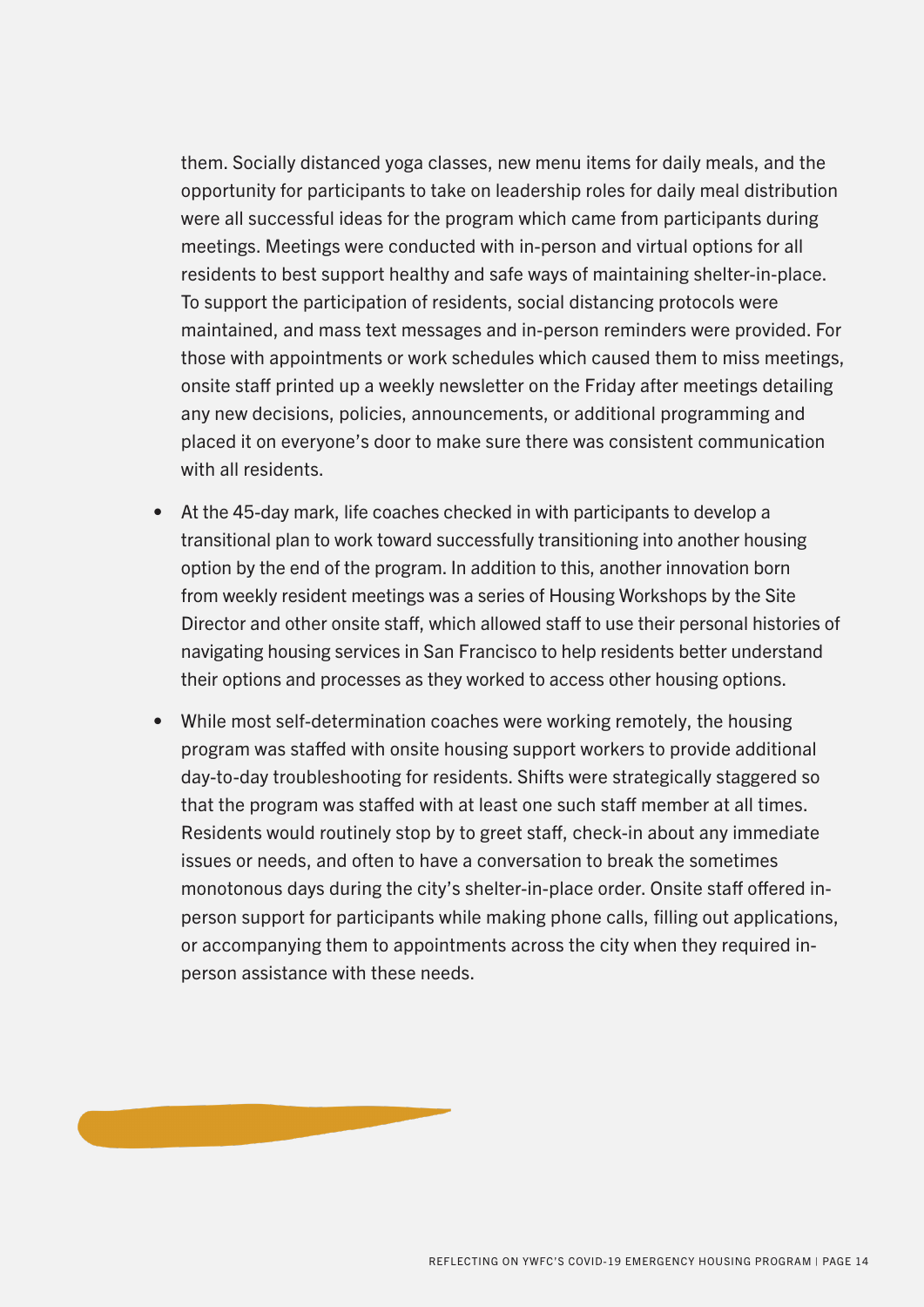them. Socially distanced yoga classes, new menu items for daily meals, and the opportunity for participants to take on leadership roles for daily meal distribution were all successful ideas for the program which came from participants during meetings. Meetings were conducted with in-person and virtual options for all residents to best support healthy and safe ways of maintaining shelter-in-place. To support the participation of residents, social distancing protocols were maintained, and mass text messages and in-person reminders were provided. For those with appointments or work schedules which caused them to miss meetings, onsite staff printed up a weekly newsletter on the Friday after meetings detailing any new decisions, policies, announcements, or additional programming and placed it on everyone's door to make sure there was consistent communication with all residents.

- At the 45-day mark, life coaches checked in with participants to develop a transitional plan to work toward successfully transitioning into another housing option by the end of the program. In addition to this, another innovation born from weekly resident meetings was a series of Housing Workshops by the Site Director and other onsite staff, which allowed staff to use their personal histories of navigating housing services in San Francisco to help residents better understand their options and processes as they worked to access other housing options.
- While most self-determination coaches were working remotely, the housing program was staffed with onsite housing support workers to provide additional day-to-day troubleshooting for residents. Shifts were strategically staggered so that the program was staffed with at least one such staff member at all times. Residents would routinely stop by to greet staff, check-in about any immediate issues or needs, and often to have a conversation to break the sometimes monotonous days during the city's shelter-in-place order. Onsite staff offered in-person support for participants while making phone calls, filling out applications, or accompanying them to appointments across the city when they required in-person assistance with these needs.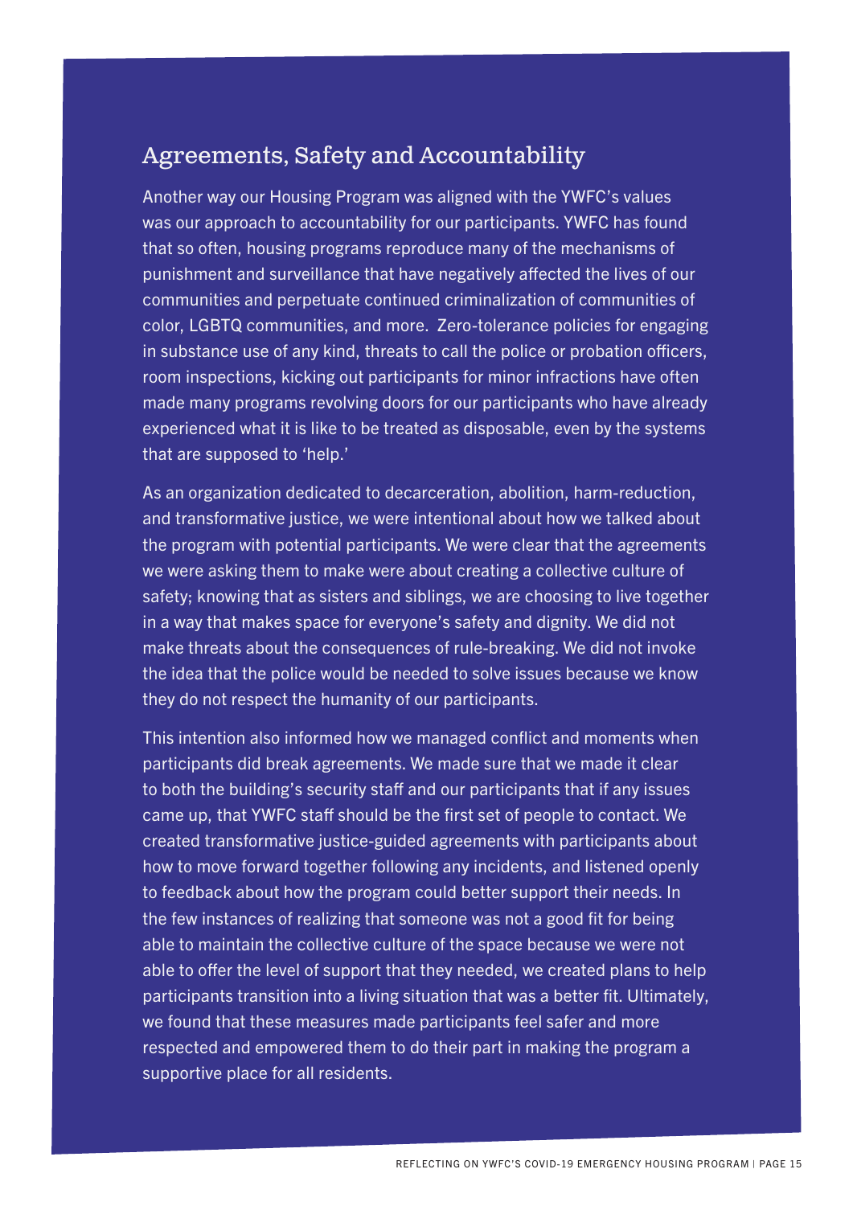## Agreements, Safety and Accountability

Another way our Housing Program was aligned with the YWFC's values was our approach to accountability for our participants. YWFC has found that so often, housing programs reproduce many of the mechanisms of punishment and surveillance that have negatively affected the lives of our communities and perpetuate continued criminalization of communities of color, LGBTQ communities, and more. Zero-tolerance policies for engaging in substance use of any kind, threats to call the police or probation officers, room inspections, kicking out participants for minor infractions have often made many programs revolving doors for our participants who have already experienced what it is like to be treated as disposable, even by the systems that are supposed to 'help.'

As an organization dedicated to decarceration, abolition, harm-reduction, and transformative justice, we were intentional about how we talked about the program with potential participants. We were clear that the agreements we were asking them to make were about creating a collective culture of safety; knowing that as sisters and siblings, we are choosing to live together in a way that makes space for everyone's safety and dignity. We did not make threats about the consequences of rule-breaking. We did not invoke the idea that the police would be needed to solve issues because we know they do not respect the humanity of our participants.

This intention also informed how we managed conflict and moments when participants did break agreements. We made sure that we made it clear to both the building's security staff and our participants that if any issues came up, that YWFC staff should be the first set of people to contact. We created transformative justice-guided agreements with participants about how to move forward together following any incidents, and listened openly to feedback about how the program could better support their needs. In the few instances of realizing that someone was not a good fit for being able to maintain the collective culture of the space because we were not able to offer the level of support that they needed, we created plans to help participants transition into a living situation that was a better fit. Ultimately, we found that these measures made participants feel safer and more respected and empowered them to do their part in making the program a supportive place for all residents.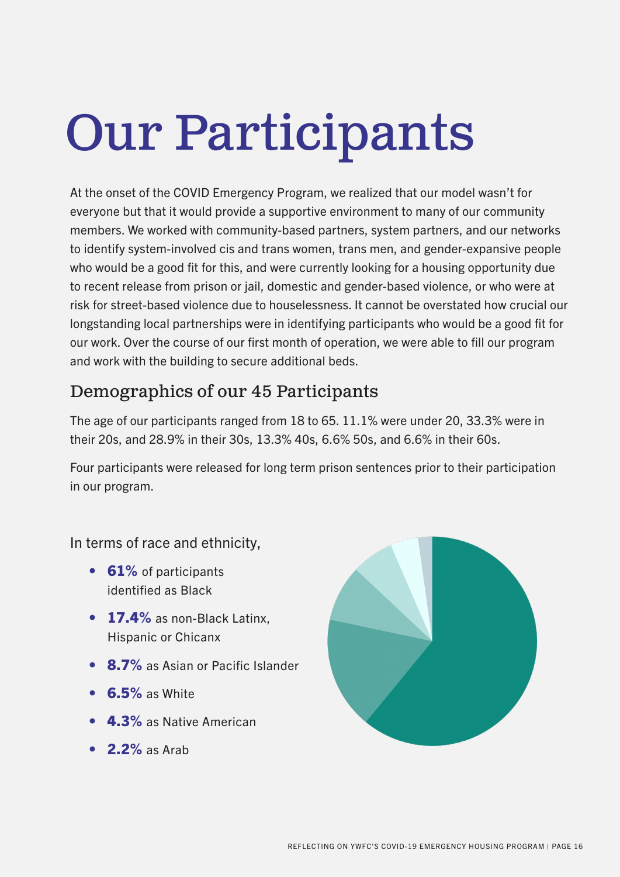# Our Participants

At the onset of the COVID Emergency Program, we realized that our model wasn't for everyone but that it would provide a supportive environment to many of our community members. We worked with community-based partners, system partners, and our networks to identify system-involved cis and trans women, trans men, and gender-expansive people who would be a good fit for this, and were currently looking for a housing opportunity due to recent release from prison or jail, domestic and gender-based violence, or who were at risk for street-based violence due to houselessness. It cannot be overstated how crucial our longstanding local partnerships were in identifying participants who would be a good fit for our work. Over the course of our first month of operation, we were able to fill our program and work with the building to secure additional beds.

## Demographics of our 45 Participants

The age of our participants ranged from 18 to 65. 11.1% were under 20, 33.3% were in their 20s, and 28.9% in their 30s, 13.3% 40s, 6.6% 50s, and 6.6% in their 60s.

Four participants were released for long term prison sentences prior to their participation in our program.

In terms of race and ethnicity,

- **61%** of participants identified as Black
- **17.4%** as non-Black Latinx, Hispanic or Chicanx
- **8.7%** as Asian or Pacific Islander
- **6.5%** as White
- **4.3%** as Native American
- **2.2%** as Arab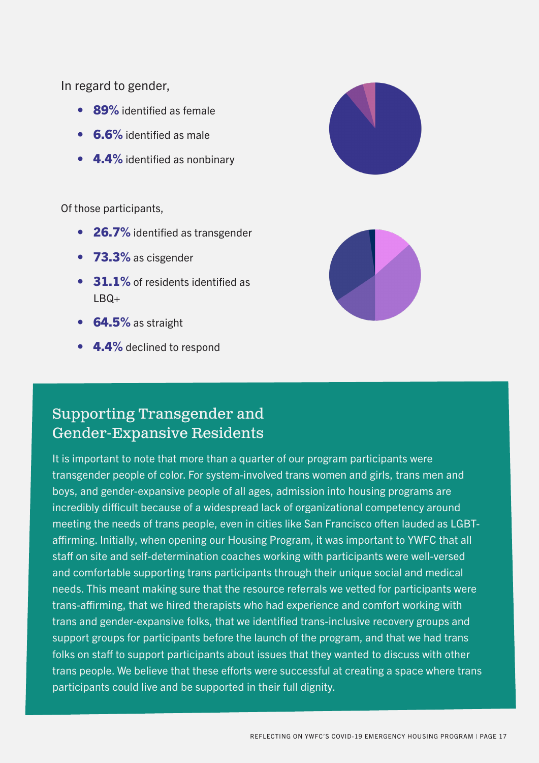In regard to gender,

- **89%** identified as female
- **6.6%** identified as male
- **4.4%** identified as nonbinary

Of those participants,

- **26.7%** identified as transgender
- **73.3%** as cisgender
- **31.1%** of residents identified as LBQ+
- **64.5%** as straight
- **4.4%** declined to respond

## Supporting Transgender and Gender-Expansive Residents

It is important to note that more than a quarter of our program participants were transgender people of color. For system-involved trans women and girls, trans men and boys, and gender-expansive people of all ages, admission into housing programs are incredibly difficult because of a widespread lack of organizational competency around meeting the needs of trans people, even in cities like San Francisco often lauded as LGBT-affirming. Initially, when opening our Housing Program, it was important to YWFC that all staff on site and self-determination coaches working with participants were well-versed and comfortable supporting trans participants through their unique social and medical needs. This meant making sure that the resource referrals we vetted for participants were trans-affirming, that we hired therapists who had experience and comfort working with trans and gender-expansive folks, that we identified trans-inclusive recovery groups and support groups for participants before the launch of the program, and that we had trans folks on staff to support participants about issues that they wanted to discuss with other trans people. We believe that these efforts were successful at creating a space where trans participants could live and be supported in their full dignity.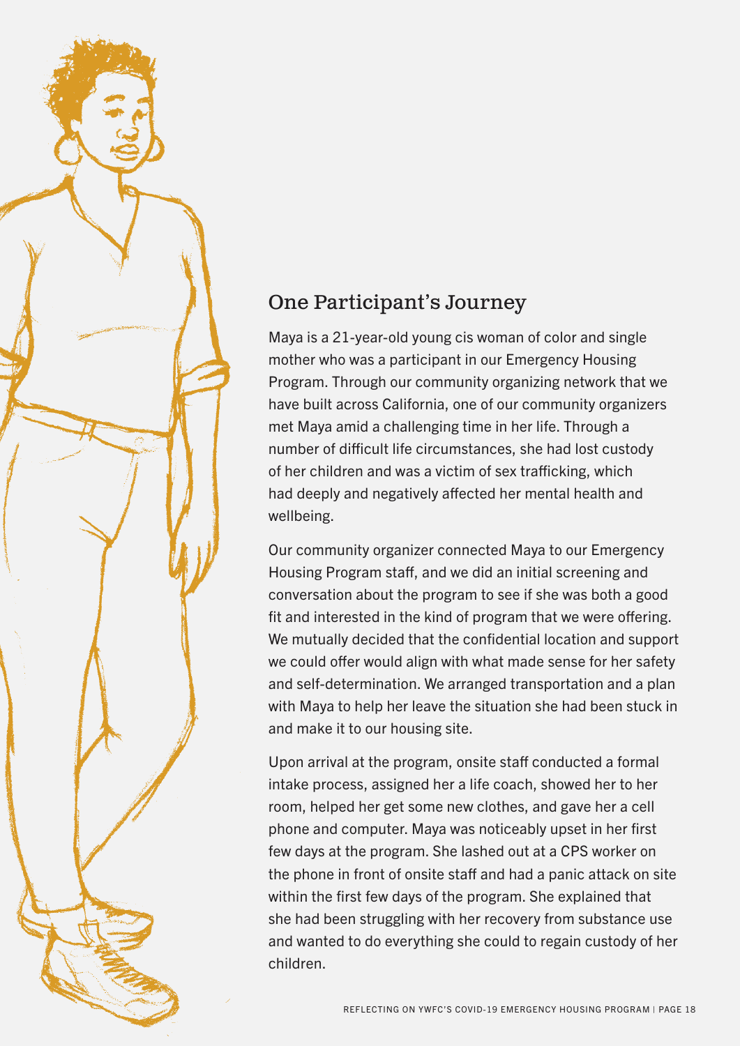## One Participant's Journey

Maya is a 21-year-old young cis woman of color and single mother who was a participant in our Emergency Housing Program. Through our community organizing network that we have built across California, one of our community organizers met Maya amid a challenging time in her life. Through a number of difficult life circumstances, she had lost custody of her children and was a victim of sex trafficking, which had deeply and negatively affected her mental health and wellbeing.

Our community organizer connected Maya to our Emergency Housing Program staff, and we did an initial screening and conversation about the program to see if she was both a good fit and interested in the kind of program that we were offering. We mutually decided that the confidential location and support we could offer would align with what made sense for her safety and self-determination. We arranged transportation and a plan with Maya to help her leave the situation she had been stuck in and make it to our housing site.

Upon arrival at the program, onsite staff conducted a formal intake process, assigned her a life coach, showed her to her room, helped her get some new clothes, and gave her a cell phone and computer. Maya was noticeably upset in her first few days at the program. She lashed out at a CPS worker on the phone in front of onsite staff and had a panic attack on site within the first few days of the program. She explained that she had been struggling with her recovery from substance use and wanted to do everything she could to regain custody of her children.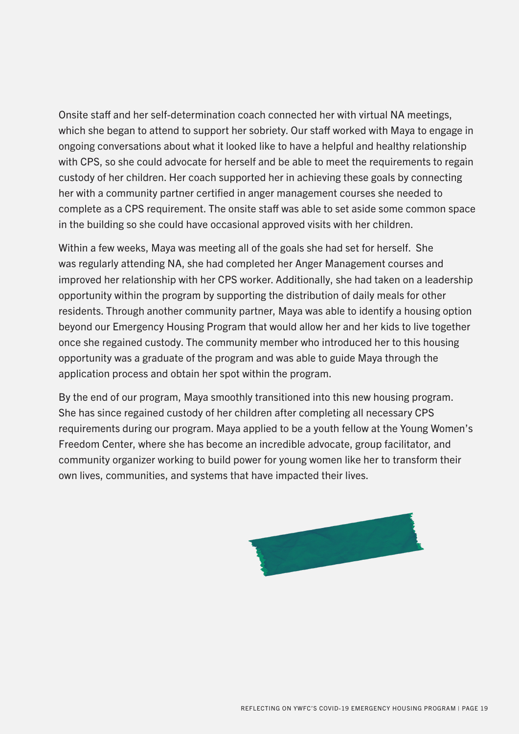Onsite staff and her self-determination coach connected her with virtual NA meetings, which she began to attend to support her sobriety. Our staff worked with Maya to engage in ongoing conversations about what it looked like to have a helpful and healthy relationship with CPS, so she could advocate for herself and be able to meet the requirements to regain custody of her children. Her coach supported her in achieving these goals by connecting her with a community partner certified in anger management courses she needed to complete as a CPS requirement. The onsite staff was able to set aside some common space in the building so she could have occasional approved visits with her children.

Within a few weeks, Maya was meeting all of the goals she had set for herself. She was regularly attending NA, she had completed her Anger Management courses and improved her relationship with her CPS worker. Additionally, she had taken on a leadership opportunity within the program by supporting the distribution of daily meals for other residents. Through another community partner, Maya was able to identify a housing option beyond our Emergency Housing Program that would allow her and her kids to live together once she regained custody. The community member who introduced her to this housing opportunity was a graduate of the program and was able to guide Maya through the application process and obtain her spot within the program.

By the end of our program, Maya smoothly transitioned into this new housing program. She has since regained custody of her children after completing all necessary CPS requirements during our program. Maya applied to be a youth fellow at the Young Women's Freedom Center, where she has become an incredible advocate, group facilitator, and community organizer working to build power for young women like her to transform their own lives, communities, and systems that have impacted their lives.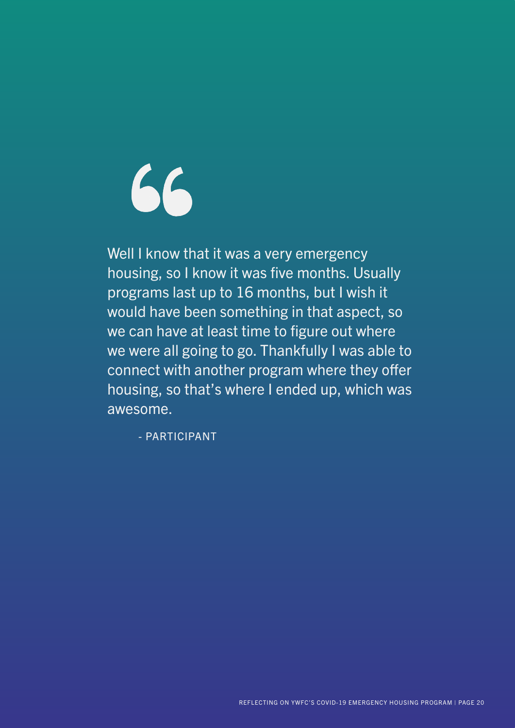> Well I know that it was a very emergency housing, so I know it was five months. Usually programs last up to 16 months, but I wish it would have been something in that aspect, so we can have at least time to figure out where we were all going to go. Thankfully I was able to connect with another program where they offer housing, so that's where I ended up, which was awesome.
>
> \- PARTICIPANT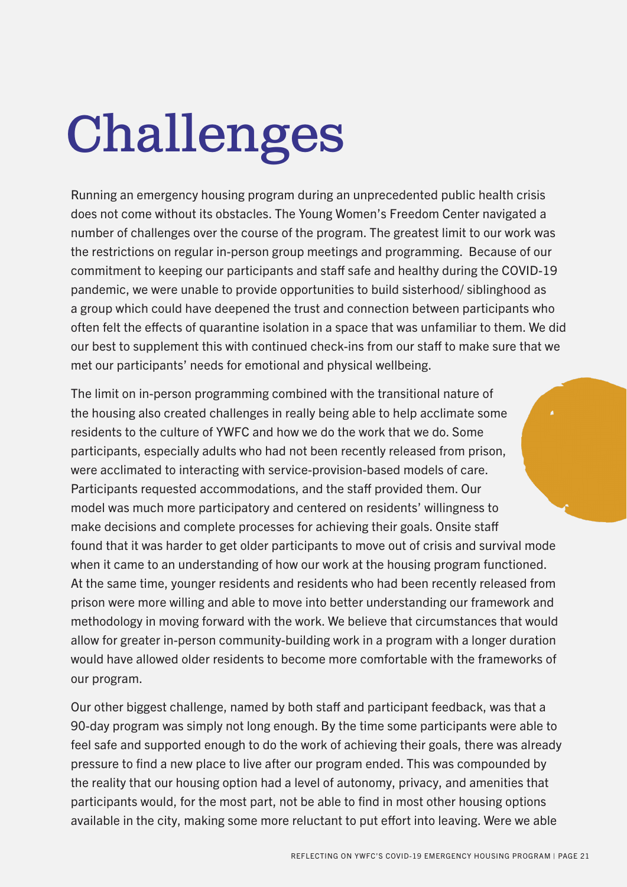# Challenges

Running an emergency housing program during an unprecedented public health crisis does not come without its obstacles. The Young Women's Freedom Center navigated a number of challenges over the course of the program. The greatest limit to our work was the restrictions on regular in-person group meetings and programming. Because of our commitment to keeping our participants and staff safe and healthy during the COVID-19 pandemic, we were unable to provide opportunities to build sisterhood/ siblinghood as a group which could have deepened the trust and connection between participants who often felt the effects of quarantine isolation in a space that was unfamiliar to them. We did our best to supplement this with continued check-ins from our staff to make sure that we met our participants' needs for emotional and physical wellbeing.

The limit on in-person programming combined with the transitional nature of the housing also created challenges in really being able to help acclimate some residents to the culture of YWFC and how we do the work that we do. Some participants, especially adults who had not been recently released from prison, were acclimated to interacting with service-provision-based models of care. Participants requested accommodations, and the staff provided them. Our model was much more participatory and centered on residents' willingness to make decisions and complete processes for achieving their goals. Onsite staff found that it was harder to get older participants to move out of crisis and survival mode when it came to an understanding of how our work at the housing program functioned. At the same time, younger residents and residents who had been recently released from prison were more willing and able to move into better understanding our framework and methodology in moving forward with the work. We believe that circumstances that would allow for greater in-person community-building work in a program with a longer duration would have allowed older residents to become more comfortable with the frameworks of our program.

Our other biggest challenge, named by both staff and participant feedback, was that a 90-day program was simply not long enough. By the time some participants were able to feel safe and supported enough to do the work of achieving their goals, there was already pressure to find a new place to live after our program ended. This was compounded by the reality that our housing option had a level of autonomy, privacy, and amenities that participants would, for the most part, not be able to find in most other housing options available in the city, making some more reluctant to put effort into leaving. Were we able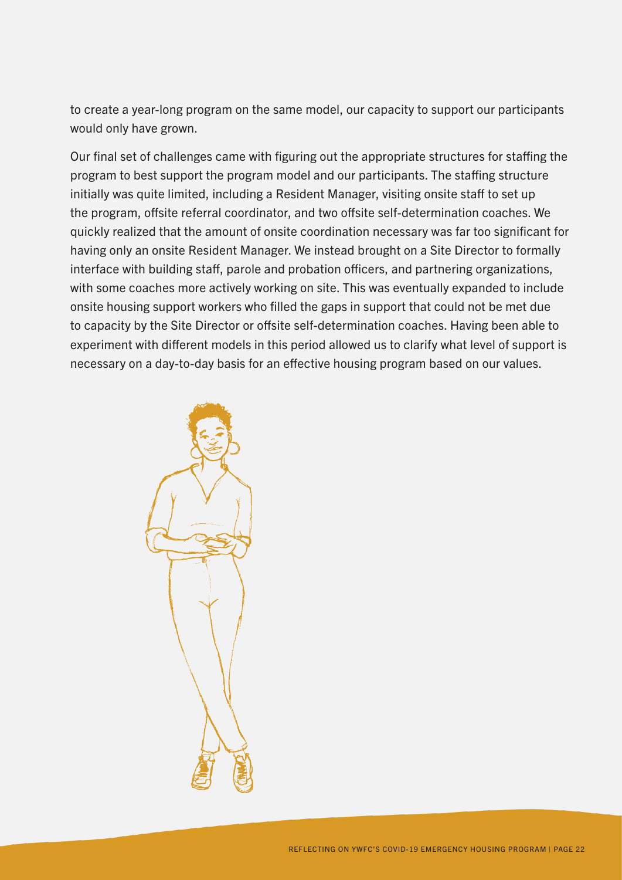to create a year-long program on the same model, our capacity to support our participants would only have grown.

Our final set of challenges came with figuring out the appropriate structures for staffing the program to best support the program model and our participants. The staffing structure initially was quite limited, including a Resident Manager, visiting onsite staff to set up the program, offsite referral coordinator, and two offsite self-determination coaches. We quickly realized that the amount of onsite coordination necessary was far too significant for having only an onsite Resident Manager. We instead brought on a Site Director to formally interface with building staff, parole and probation officers, and partnering organizations, with some coaches more actively working on site. This was eventually expanded to include onsite housing support workers who filled the gaps in support that could not be met due to capacity by the Site Director or offsite self-determination coaches. Having been able to experiment with different models in this period allowed us to clarify what level of support is necessary on a day-to-day basis for an effective housing program based on our values.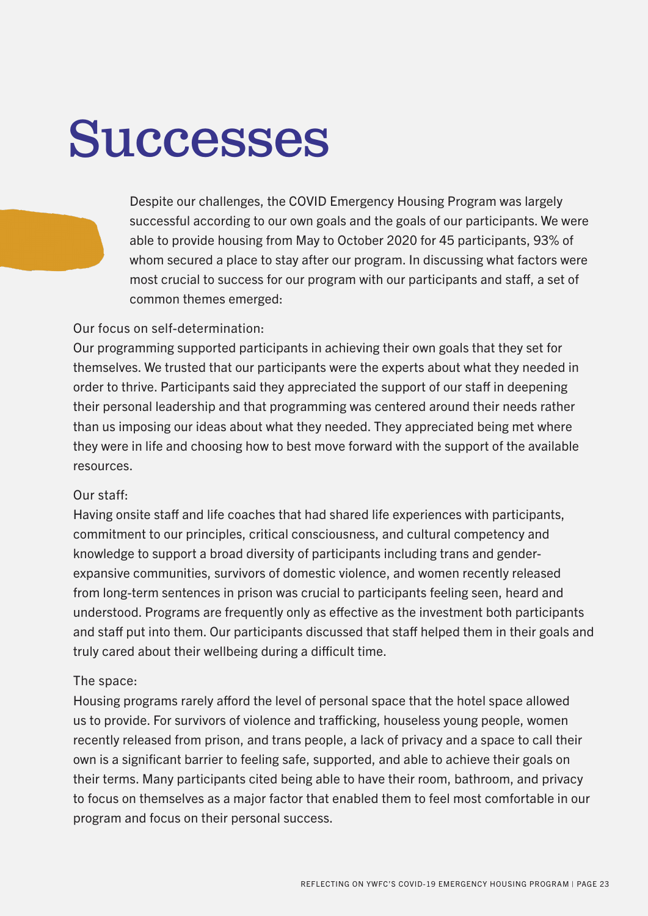# Successes

Despite our challenges, the COVID Emergency Housing Program was largely successful according to our own goals and the goals of our participants. We were able to provide housing from May to October 2020 for 45 participants, 93% of whom secured a place to stay after our program. In discussing what factors were most crucial to success for our program with our participants and staff, a set of common themes emerged:

Our focus on self-determination:
Our programming supported participants in achieving their own goals that they set for themselves. We trusted that our participants were the experts about what they needed in order to thrive. Participants said they appreciated the support of our staff in deepening their personal leadership and that programming was centered around their needs rather than us imposing our ideas about what they needed. They appreciated being met where they were in life and choosing how to best move forward with the support of the available resources.

Our staff:
Having onsite staff and life coaches that had shared life experiences with participants, commitment to our principles, critical consciousness, and cultural competency and knowledge to support a broad diversity of participants including trans and gender-expansive communities, survivors of domestic violence, and women recently released from long-term sentences in prison was crucial to participants feeling seen, heard and understood. Programs are frequently only as effective as the investment both participants and staff put into them. Our participants discussed that staff helped them in their goals and truly cared about their wellbeing during a difficult time.

The space:
Housing programs rarely afford the level of personal space that the hotel space allowed us to provide. For survivors of violence and trafficking, houseless young people, women recently released from prison, and trans people, a lack of privacy and a space to call their own is a significant barrier to feeling safe, supported, and able to achieve their goals on their terms. Many participants cited being able to have their room, bathroom, and privacy to focus on themselves as a major factor that enabled them to feel most comfortable in our program and focus on their personal success.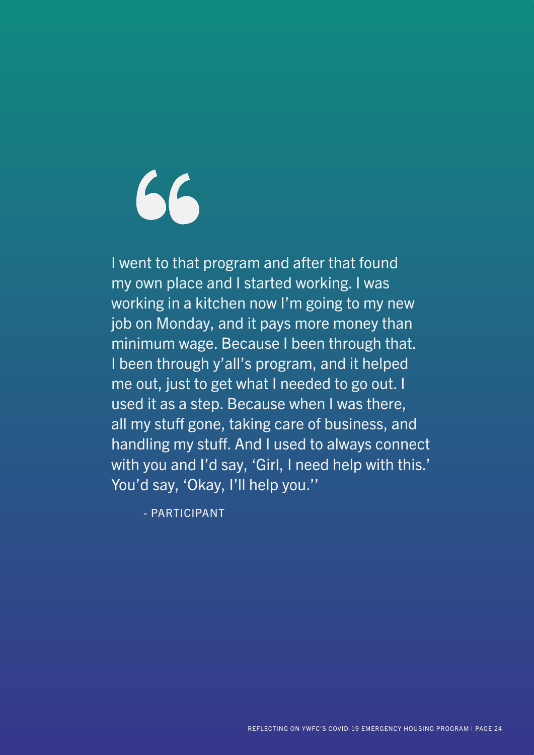"

I went to that program and after that found my own place and I started working. I was working in a kitchen now I'm going to my new job on Monday, and it pays more money than minimum wage. Because I been through that. I been through y'all's program, and it helped me out, just to get what I needed to go out. I used it as a step. Because when I was there, all my stuff gone, taking care of business, and handling my stuff. And I used to always connect with you and I'd say, 'Girl, I need help with this.' You'd say, 'Okay, I'll help you.''

- PARTICIPANT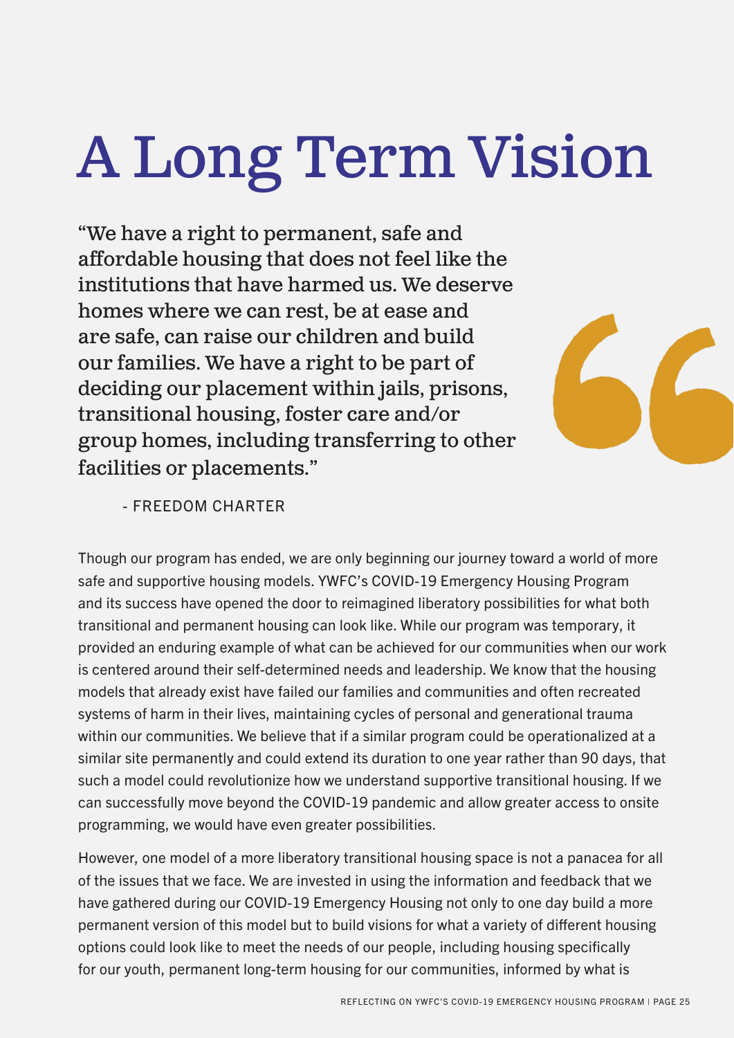# A Long Term Vision

> "We have a right to permanent, safe and affordable housing that does not feel like the institutions that have harmed us. We deserve homes where we can rest, be at ease and are safe, can raise our children and build our families. We have a right to be part of deciding our placement within jails, prisons, transitional housing, foster care and/or group homes, including transferring to other facilities or placements."
>
> \- FREEDOM CHARTER

Though our program has ended, we are only beginning our journey toward a world of more safe and supportive housing models. YWFC's COVID-19 Emergency Housing Program and its success have opened the door to reimagined liberatory possibilities for what both transitional and permanent housing can look like. While our program was temporary, it provided an enduring example of what can be achieved for our communities when our work is centered around their self-determined needs and leadership. We know that the housing models that already exist have failed our families and communities and often recreated systems of harm in their lives, maintaining cycles of personal and generational trauma within our communities. We believe that if a similar program could be operationalized at a similar site permanently and could extend its duration to one year rather than 90 days, that such a model could revolutionize how we understand supportive transitional housing. If we can successfully move beyond the COVID-19 pandemic and allow greater access to onsite programming, we would have even greater possibilities.

However, one model of a more liberatory transitional housing space is not a panacea for all of the issues that we face. We are invested in using the information and feedback that we have gathered during our COVID-19 Emergency Housing not only to one day build a more permanent version of this model but to build visions for what a variety of different housing options could look like to meet the needs of our people, including housing specifically for our youth, permanent long-term housing for our communities, informed by what is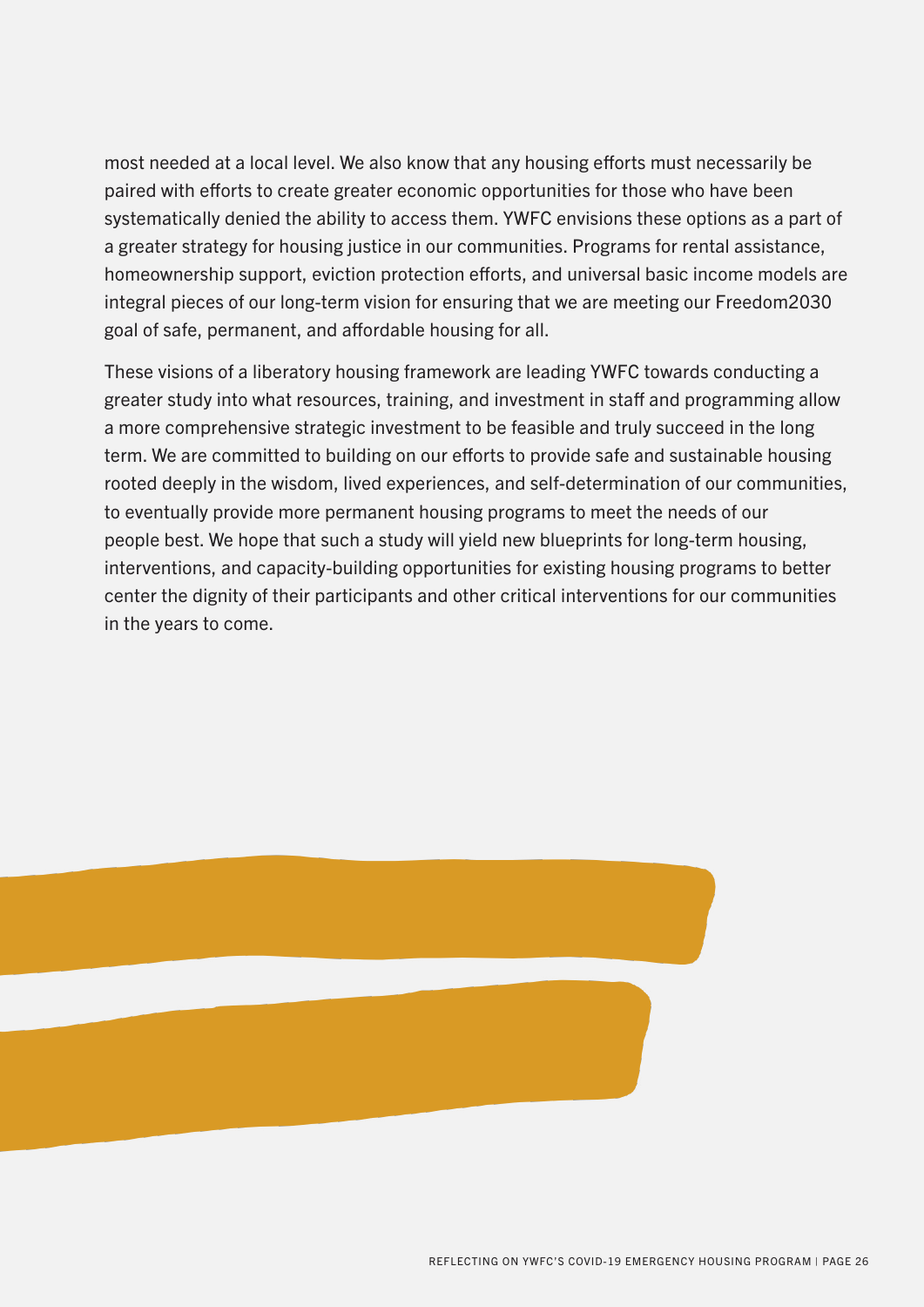most needed at a local level. We also know that any housing efforts must necessarily be paired with efforts to create greater economic opportunities for those who have been systematically denied the ability to access them. YWFC envisions these options as a part of a greater strategy for housing justice in our communities. Programs for rental assistance, homeownership support, eviction protection efforts, and universal basic income models are integral pieces of our long-term vision for ensuring that we are meeting our Freedom2030 goal of safe, permanent, and affordable housing for all.

These visions of a liberatory housing framework are leading YWFC towards conducting a greater study into what resources, training, and investment in staff and programming allow a more comprehensive strategic investment to be feasible and truly succeed in the long term. We are committed to building on our efforts to provide safe and sustainable housing rooted deeply in the wisdom, lived experiences, and self-determination of our communities, to eventually provide more permanent housing programs to meet the needs of our people best. We hope that such a study will yield new blueprints for long-term housing, interventions, and capacity-building opportunities for existing housing programs to better center the dignity of their participants and other critical interventions for our communities in the years to come.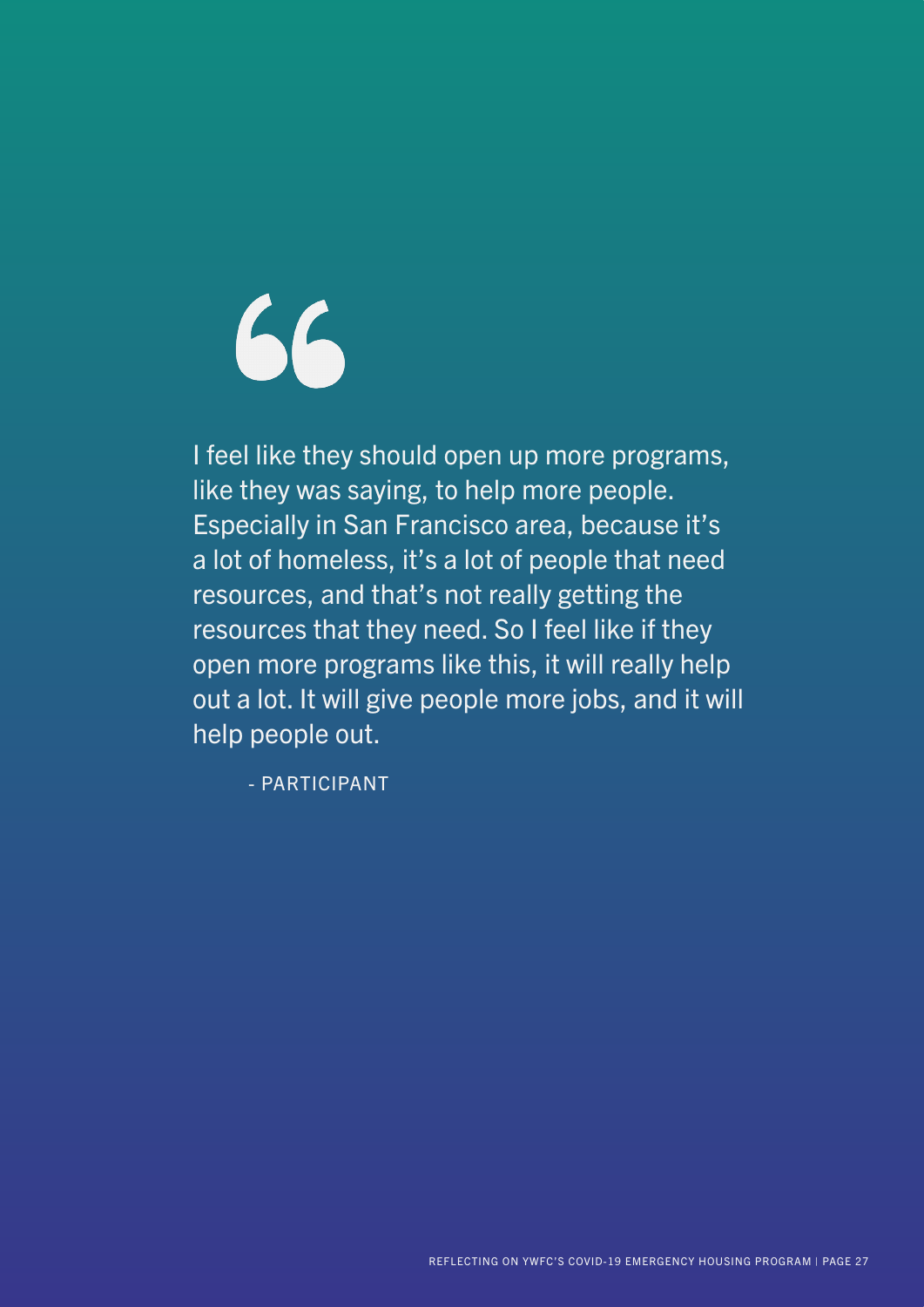> I feel like they should open up more programs, like they was saying, to help more people. Especially in San Francisco area, because it's a lot of homeless, it's a lot of people that need resources, and that's not really getting the resources that they need. So I feel like if they open more programs like this, it will really help out a lot. It will give people more jobs, and it will help people out.
>
> \- PARTICIPANT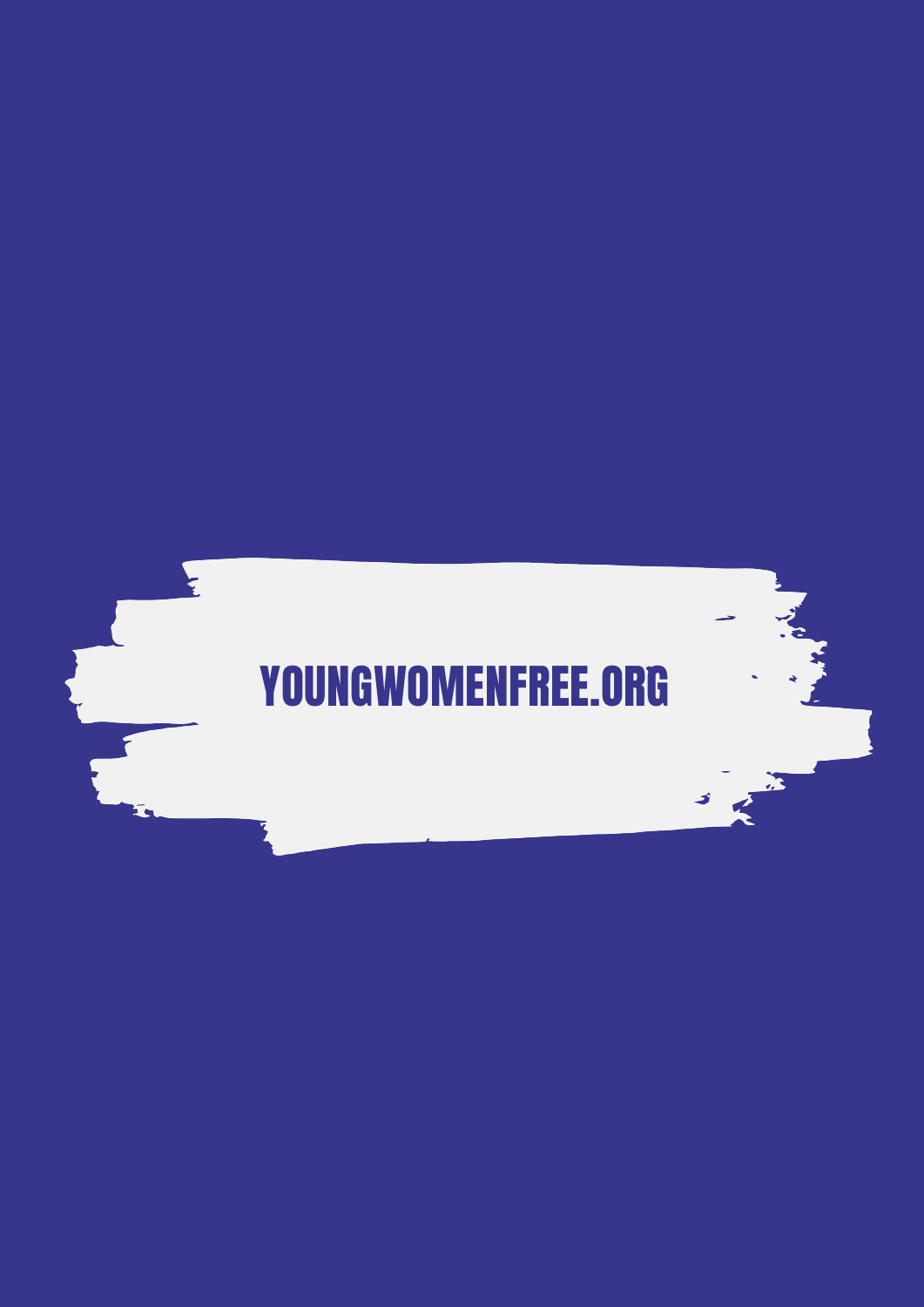YOUNGWOMENFREE.ORG